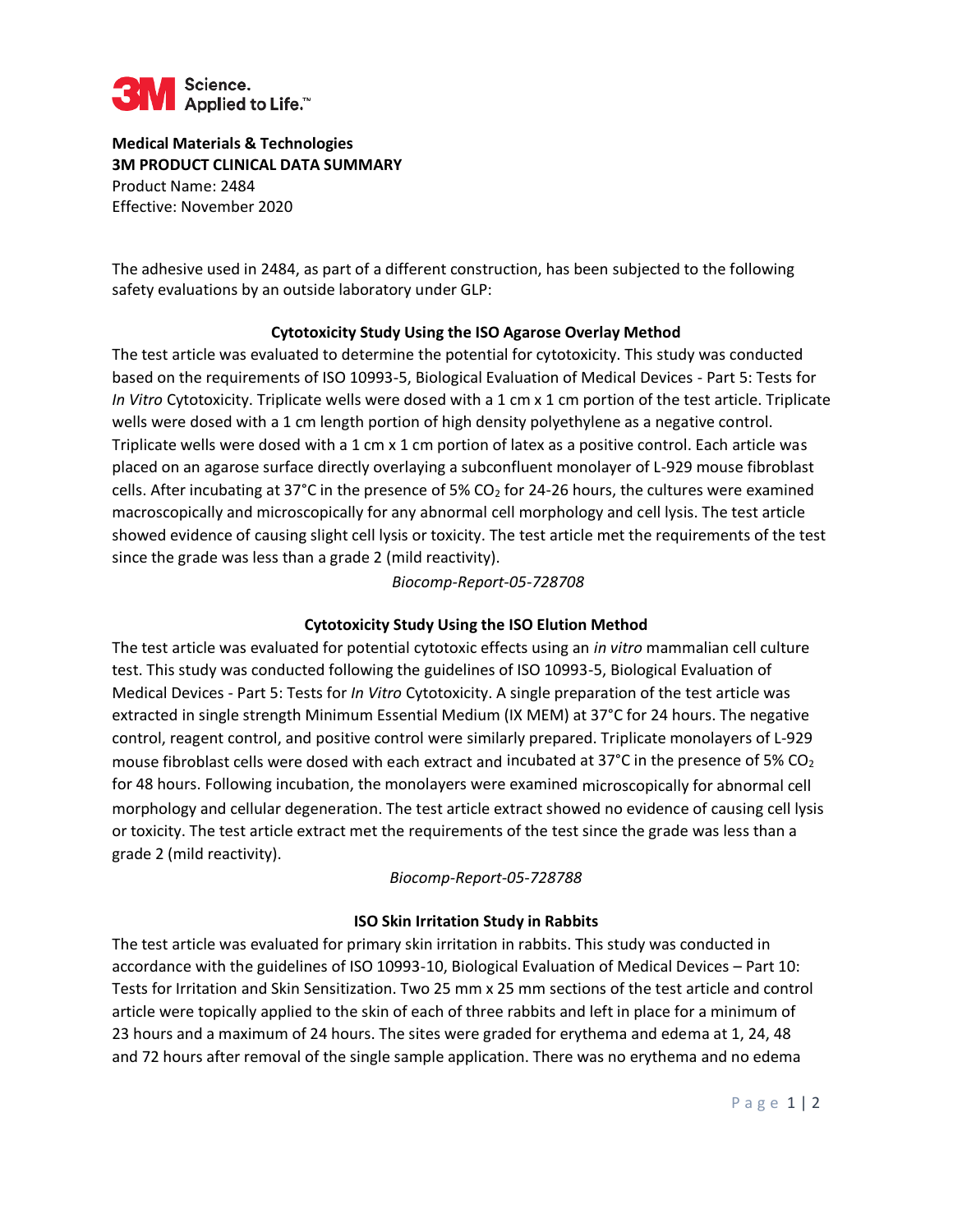**Medical Materials & Technologies**
**3M PRODUCT CLINICAL DATA SUMMARY**
Product Name: 2484
Effective: November 2020

The adhesive used in 2484, as part of a different construction, has been subjected to the following safety evaluations by an outside laboratory under GLP:

### Cytotoxicity Study Using the ISO Agarose Overlay Method

The test article was evaluated to determine the potential for cytotoxicity. This study was conducted based on the requirements of ISO 10993-5, Biological Evaluation of Medical Devices - Part 5: Tests for *In Vitro* Cytotoxicity. Triplicate wells were dosed with a 1 cm x 1 cm portion of the test article. Triplicate wells were dosed with a 1 cm length portion of high density polyethylene as a negative control. Triplicate wells were dosed with a 1 cm x 1 cm portion of latex as a positive control. Each article was placed on an agarose surface directly overlaying a subconfluent monolayer of L-929 mouse fibroblast cells. After incubating at 37°C in the presence of 5% $CO_2$ for 24-26 hours, the cultures were examined macroscopically and microscopically for any abnormal cell morphology and cell lysis. The test article showed evidence of causing slight cell lysis or toxicity. The test article met the requirements of the test since the grade was less than a grade 2 (mild reactivity).

*Biocomp-Report-05-728708*

### Cytotoxicity Study Using the ISO Elution Method

The test article was evaluated for potential cytotoxic effects using an *in vitro* mammalian cell culture test. This study was conducted following the guidelines of ISO 10993-5, Biological Evaluation of Medical Devices - Part 5: Tests for *In Vitro* Cytotoxicity. A single preparation of the test article was extracted in single strength Minimum Essential Medium (IX MEM) at 37°C for 24 hours. The negative control, reagent control, and positive control were similarly prepared. Triplicate monolayers of L-929 mouse fibroblast cells were dosed with each extract and incubated at 37°C in the presence of 5% $CO_2$ for 48 hours. Following incubation, the monolayers were examined microscopically for abnormal cell morphology and cellular degeneration. The test article extract showed no evidence of causing cell lysis or toxicity. The test article extract met the requirements of the test since the grade was less than a grade 2 (mild reactivity).

*Biocomp-Report-05-728788*

### ISO Skin Irritation Study in Rabbits

The test article was evaluated for primary skin irritation in rabbits. This study was conducted in accordance with the guidelines of ISO 10993-10, Biological Evaluation of Medical Devices – Part 10: Tests for Irritation and Skin Sensitization. Two 25 mm x 25 mm sections of the test article and control article were topically applied to the skin of each of three rabbits and left in place for a minimum of 23 hours and a maximum of 24 hours. The sites were graded for erythema and edema at 1, 24, 48 and 72 hours after removal of the single sample application. There was no erythema and no edema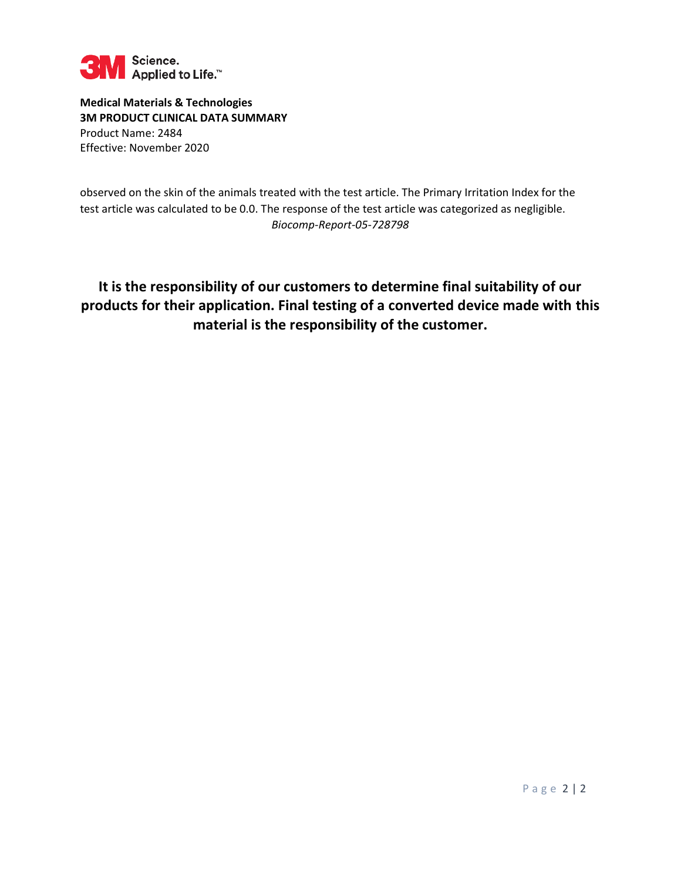observed on the skin of the animals treated with the test article. The Primary Irritation Index for the test article was calculated to be 0.0. The response of the test article was categorized as negligible.

*Biocomp-Report-05-728798*

**It is the responsibility of our customers to determine final suitability of our products for their application. Final testing of a converted device made with this material is the responsibility of the customer.**